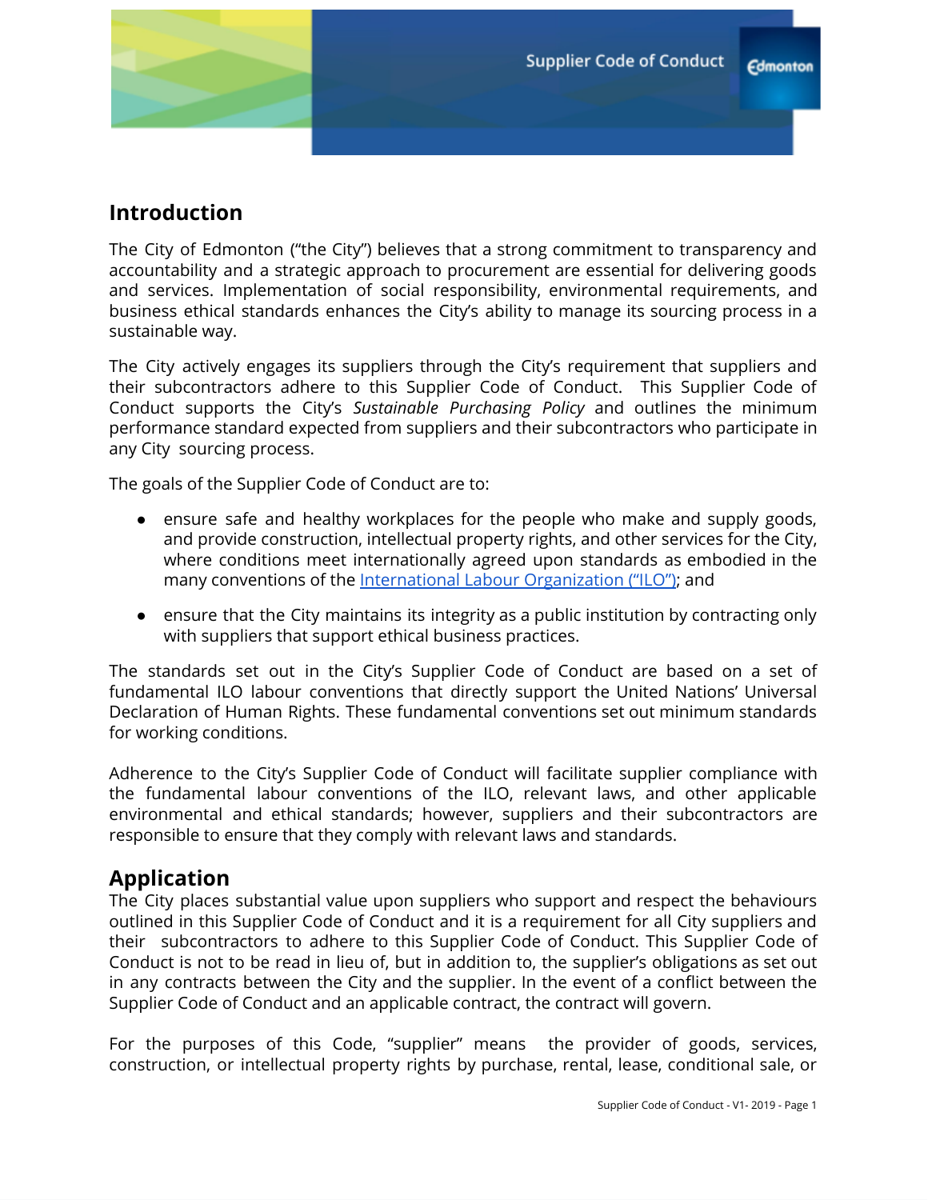Supplier Code of Conduct

## Introduction

The City of Edmonton ("the City") believes that a strong commitment to transparency and accountability and a strategic approach to procurement are essential for delivering goods and services. Implementation of social responsibility, environmental requirements, and business ethical standards enhances the City's ability to manage its sourcing process in a sustainable way.

The City actively engages its suppliers through the City's requirement that suppliers and their subcontractors adhere to this Supplier Code of Conduct. This Supplier Code of Conduct supports the City's *Sustainable Purchasing Policy* and outlines the minimum performance standard expected from suppliers and their subcontractors who participate in any City sourcing process.

The goals of the Supplier Code of Conduct are to:

- ensure safe and healthy workplaces for the people who make and supply goods, and provide construction, intellectual property rights, and other services for the City, where conditions meet internationally agreed upon standards as embodied in the many conventions of the International Labour Organization ("ILO"); and
- ensure that the City maintains its integrity as a public institution by contracting only with suppliers that support ethical business practices.

The standards set out in the City's Supplier Code of Conduct are based on a set of fundamental ILO labour conventions that directly support the United Nations' Universal Declaration of Human Rights. These fundamental conventions set out minimum standards for working conditions.

Adherence to the City's Supplier Code of Conduct will facilitate supplier compliance with the fundamental labour conventions of the ILO, relevant laws, and other applicable environmental and ethical standards; however, suppliers and their subcontractors are responsible to ensure that they comply with relevant laws and standards.

## Application

The City places substantial value upon suppliers who support and respect the behaviours outlined in this Supplier Code of Conduct and it is a requirement for all City suppliers and their subcontractors to adhere to this Supplier Code of Conduct. This Supplier Code of Conduct is not to be read in lieu of, but in addition to, the supplier's obligations as set out in any contracts between the City and the supplier. In the event of a conflict between the Supplier Code of Conduct and an applicable contract, the contract will govern.

For the purposes of this Code, "supplier" means the provider of goods, services, construction, or intellectual property rights by purchase, rental, lease, conditional sale, or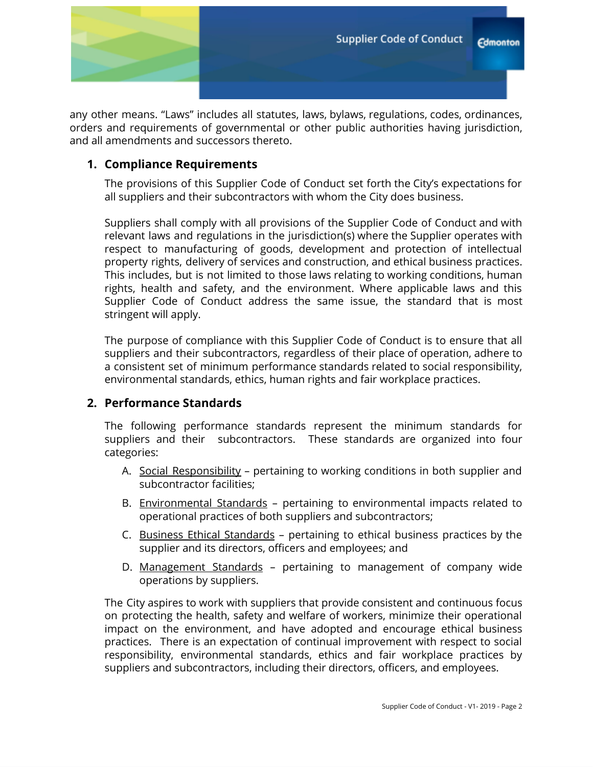any other means. “Laws” includes all statutes, laws, bylaws, regulations, codes, ordinances, orders and requirements of governmental or other public authorities having jurisdiction, and all amendments and successors thereto.

## 1. Compliance Requirements

The provisions of this Supplier Code of Conduct set forth the City’s expectations for all suppliers and their subcontractors with whom the City does business.

Suppliers shall comply with all provisions of the Supplier Code of Conduct and with relevant laws and regulations in the jurisdiction(s) where the Supplier operates with respect to manufacturing of goods, development and protection of intellectual property rights, delivery of services and construction, and ethical business practices. This includes, but is not limited to those laws relating to working conditions, human rights, health and safety, and the environment. Where applicable laws and this Supplier Code of Conduct address the same issue, the standard that is most stringent will apply.

The purpose of compliance with this Supplier Code of Conduct is to ensure that all suppliers and their subcontractors, regardless of their place of operation, adhere to a consistent set of minimum performance standards related to social responsibility, environmental standards, ethics, human rights and fair workplace practices.

## 2. Performance Standards

The following performance standards represent the minimum standards for suppliers and their subcontractors. These standards are organized into four categories:

A. Social Responsibility – pertaining to working conditions in both supplier and subcontractor facilities;

B. Environmental Standards – pertaining to environmental impacts related to operational practices of both suppliers and subcontractors;

C. Business Ethical Standards – pertaining to ethical business practices by the supplier and its directors, officers and employees; and

D. Management Standards – pertaining to management of company wide operations by suppliers.

The City aspires to work with suppliers that provide consistent and continuous focus on protecting the health, safety and welfare of workers, minimize their operational impact on the environment, and have adopted and encourage ethical business practices. There is an expectation of continual improvement with respect to social responsibility, environmental standards, ethics and fair workplace practices by suppliers and subcontractors, including their directors, officers, and employees.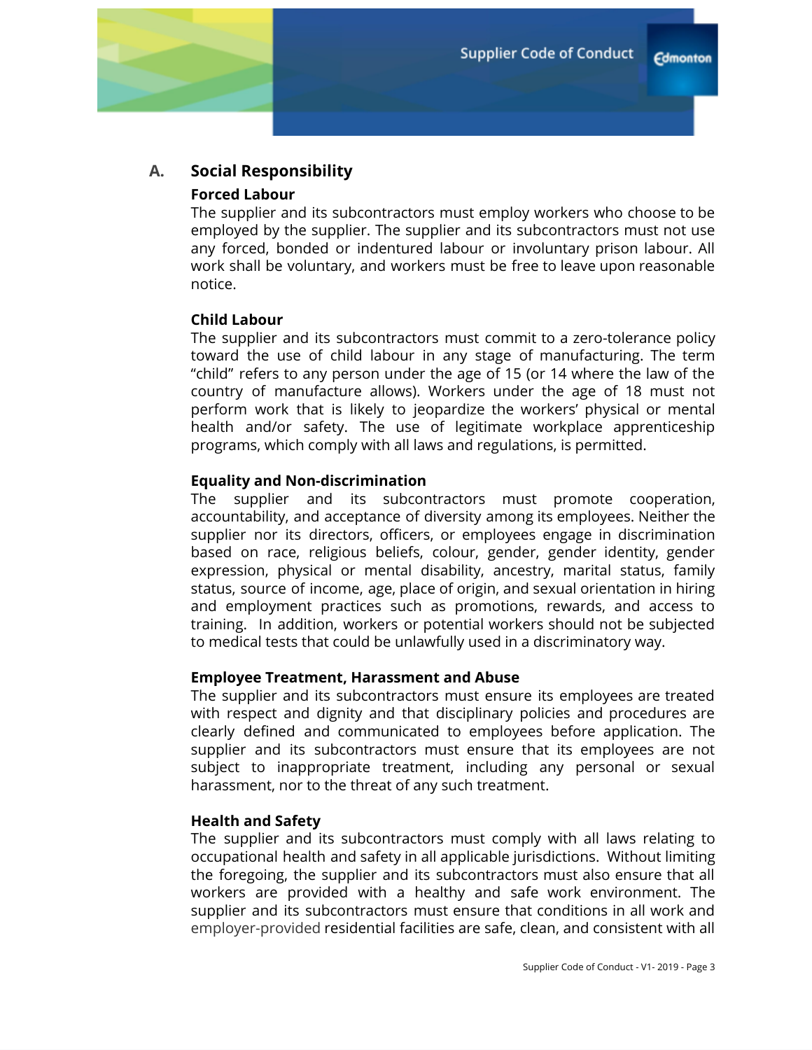## A. Social Responsibility

### Forced Labour

The supplier and its subcontractors must employ workers who choose to be employed by the supplier. The supplier and its subcontractors must not use any forced, bonded or indentured labour or involuntary prison labour. All work shall be voluntary, and workers must be free to leave upon reasonable notice.

### Child Labour

The supplier and its subcontractors must commit to a zero-tolerance policy toward the use of child labour in any stage of manufacturing. The term "child" refers to any person under the age of 15 (or 14 where the law of the country of manufacture allows). Workers under the age of 18 must not perform work that is likely to jeopardize the workers' physical or mental health and/or safety. The use of legitimate workplace apprenticeship programs, which comply with all laws and regulations, is permitted.

### Equality and Non-discrimination

The supplier and its subcontractors must promote cooperation, accountability, and acceptance of diversity among its employees. Neither the supplier nor its directors, officers, or employees engage in discrimination based on race, religious beliefs, colour, gender, gender identity, gender expression, physical or mental disability, ancestry, marital status, family status, source of income, age, place of origin, and sexual orientation in hiring and employment practices such as promotions, rewards, and access to training. In addition, workers or potential workers should not be subjected to medical tests that could be unlawfully used in a discriminatory way.

### Employee Treatment, Harassment and Abuse

The supplier and its subcontractors must ensure its employees are treated with respect and dignity and that disciplinary policies and procedures are clearly defined and communicated to employees before application. The supplier and its subcontractors must ensure that its employees are not subject to inappropriate treatment, including any personal or sexual harassment, nor to the threat of any such treatment.

### Health and Safety

The supplier and its subcontractors must comply with all laws relating to occupational health and safety in all applicable jurisdictions. Without limiting the foregoing, the supplier and its subcontractors must also ensure that all workers are provided with a healthy and safe work environment. The supplier and its subcontractors must ensure that conditions in all work and employer-provided residential facilities are safe, clean, and consistent with all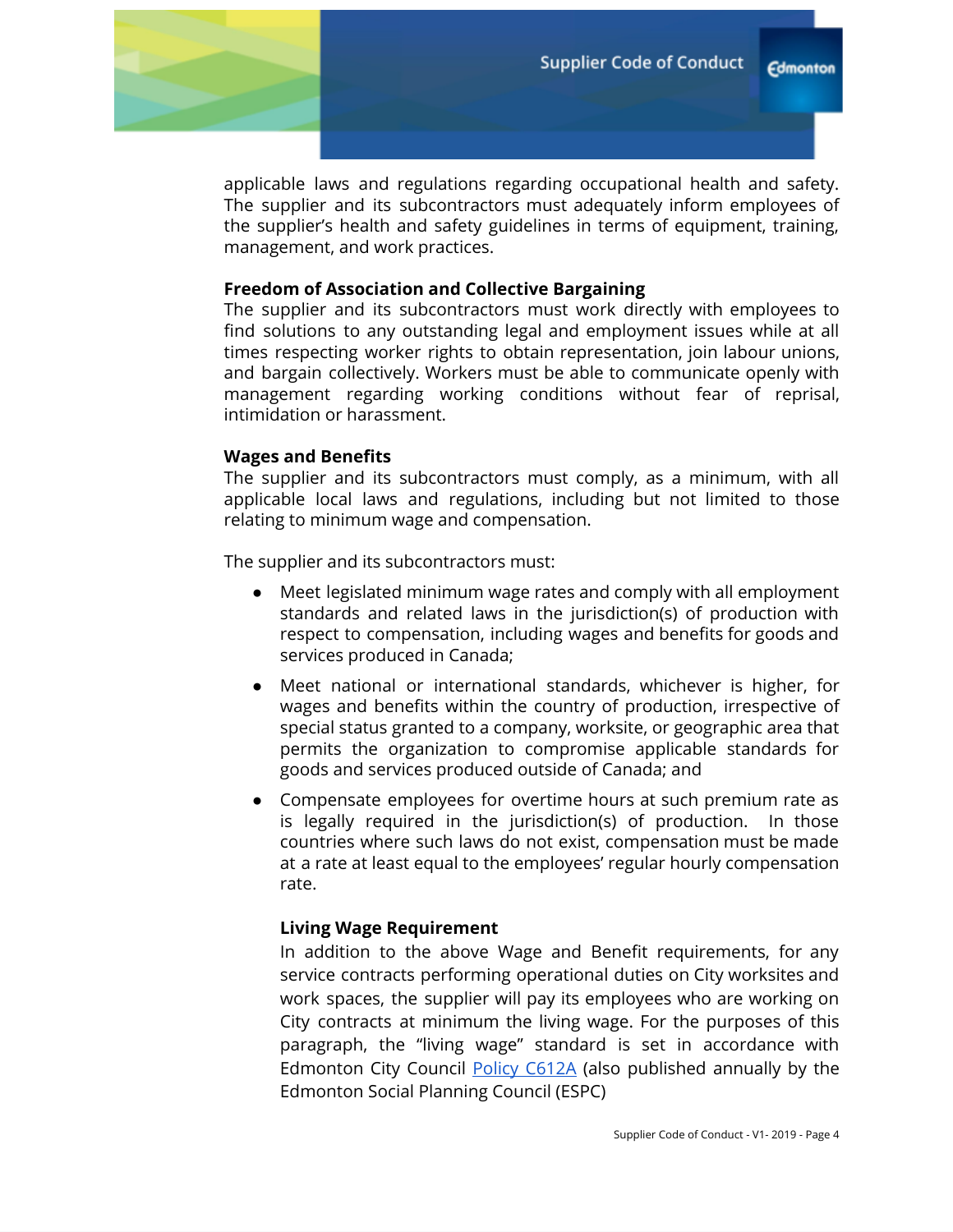applicable laws and regulations regarding occupational health and safety. The supplier and its subcontractors must adequately inform employees of the supplier's health and safety guidelines in terms of equipment, training, management, and work practices.

**Freedom of Association and Collective Bargaining**
The supplier and its subcontractors must work directly with employees to find solutions to any outstanding legal and employment issues while at all times respecting worker rights to obtain representation, join labour unions, and bargain collectively. Workers must be able to communicate openly with management regarding working conditions without fear of reprisal, intimidation or harassment.

**Wages and Benefits**
The supplier and its subcontractors must comply, as a minimum, with all applicable local laws and regulations, including but not limited to those relating to minimum wage and compensation.

The supplier and its subcontractors must:

- Meet legislated minimum wage rates and comply with all employment standards and related laws in the jurisdiction(s) of production with respect to compensation, including wages and benefits for goods and services produced in Canada;
- Meet national or international standards, whichever is higher, for wages and benefits within the country of production, irrespective of special status granted to a company, worksite, or geographic area that permits the organization to compromise applicable standards for goods and services produced outside of Canada; and
- Compensate employees for overtime hours at such premium rate as is legally required in the jurisdiction(s) of production. In those countries where such laws do not exist, compensation must be made at a rate at least equal to the employees' regular hourly compensation rate.

**Living Wage Requirement**
In addition to the above Wage and Benefit requirements, for any service contracts performing operational duties on City worksites and work spaces, the supplier will pay its employees who are working on City contracts at minimum the living wage. For the purposes of this paragraph, the "living wage" standard is set in accordance with Edmonton City Council Policy C612A (also published annually by the Edmonton Social Planning Council (ESPC)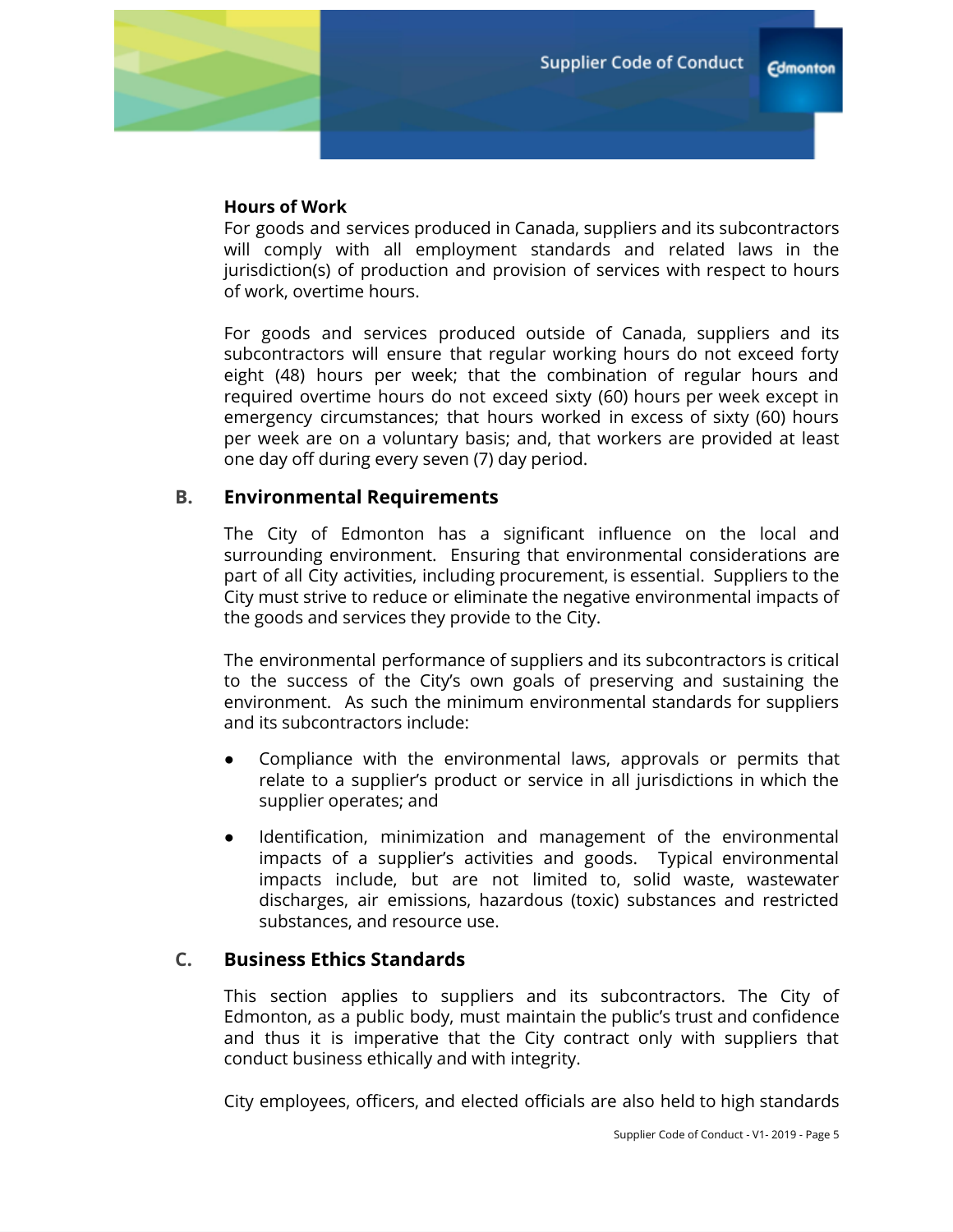**Hours of Work**

For goods and services produced in Canada, suppliers and its subcontractors will comply with all employment standards and related laws in the jurisdiction(s) of production and provision of services with respect to hours of work, overtime hours.

For goods and services produced outside of Canada, suppliers and its subcontractors will ensure that regular working hours do not exceed forty eight (48) hours per week; that the combination of regular hours and required overtime hours do not exceed sixty (60) hours per week except in emergency circumstances; that hours worked in excess of sixty (60) hours per week are on a voluntary basis; and, that workers are provided at least one day off during every seven (7) day period.

## B. Environmental Requirements

The City of Edmonton has a significant influence on the local and surrounding environment. Ensuring that environmental considerations are part of all City activities, including procurement, is essential. Suppliers to the City must strive to reduce or eliminate the negative environmental impacts of the goods and services they provide to the City.

The environmental performance of suppliers and its subcontractors is critical to the success of the City's own goals of preserving and sustaining the environment. As such the minimum environmental standards for suppliers and its subcontractors include:

- Compliance with the environmental laws, approvals or permits that relate to a supplier's product or service in all jurisdictions in which the supplier operates; and
- Identification, minimization and management of the environmental impacts of a supplier's activities and goods. Typical environmental impacts include, but are not limited to, solid waste, wastewater discharges, air emissions, hazardous (toxic) substances and restricted substances, and resource use.

## C. Business Ethics Standards

This section applies to suppliers and its subcontractors. The City of Edmonton, as a public body, must maintain the public's trust and confidence and thus it is imperative that the City contract only with suppliers that conduct business ethically and with integrity.

City employees, officers, and elected officials are also held to high standards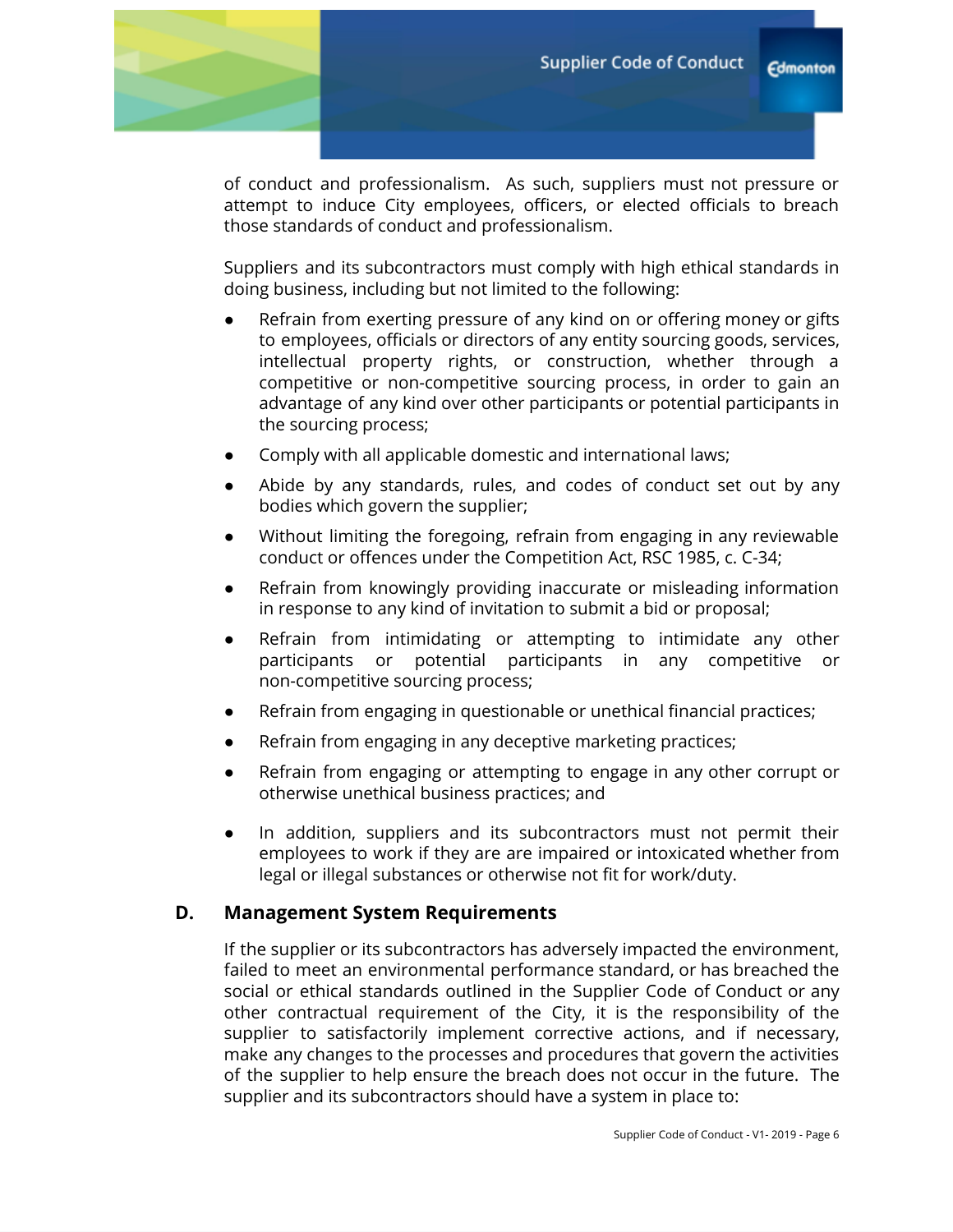of conduct and professionalism. As such, suppliers must not pressure or attempt to induce City employees, officers, or elected officials to breach those standards of conduct and professionalism.

Suppliers and its subcontractors must comply with high ethical standards in doing business, including but not limited to the following:

- Refrain from exerting pressure of any kind on or offering money or gifts to employees, officials or directors of any entity sourcing goods, services, intellectual property rights, or construction, whether through a competitive or non-competitive sourcing process, in order to gain an advantage of any kind over other participants or potential participants in the sourcing process;
- Comply with all applicable domestic and international laws;
- Abide by any standards, rules, and codes of conduct set out by any bodies which govern the supplier;
- Without limiting the foregoing, refrain from engaging in any reviewable conduct or offences under the Competition Act, RSC 1985, c. C-34;
- Refrain from knowingly providing inaccurate or misleading information in response to any kind of invitation to submit a bid or proposal;
- Refrain from intimidating or attempting to intimidate any other participants or potential participants in any competitive or non-competitive sourcing process;
- Refrain from engaging in questionable or unethical financial practices;
- Refrain from engaging in any deceptive marketing practices;
- Refrain from engaging or attempting to engage in any other corrupt or otherwise unethical business practices; and
- In addition, suppliers and its subcontractors must not permit their employees to work if they are are impaired or intoxicated whether from legal or illegal substances or otherwise not fit for work/duty.

## D. Management System Requirements

If the supplier or its subcontractors has adversely impacted the environment, failed to meet an environmental performance standard, or has breached the social or ethical standards outlined in the Supplier Code of Conduct or any other contractual requirement of the City, it is the responsibility of the supplier to satisfactorily implement corrective actions, and if necessary, make any changes to the processes and procedures that govern the activities of the supplier to help ensure the breach does not occur in the future. The supplier and its subcontractors should have a system in place to: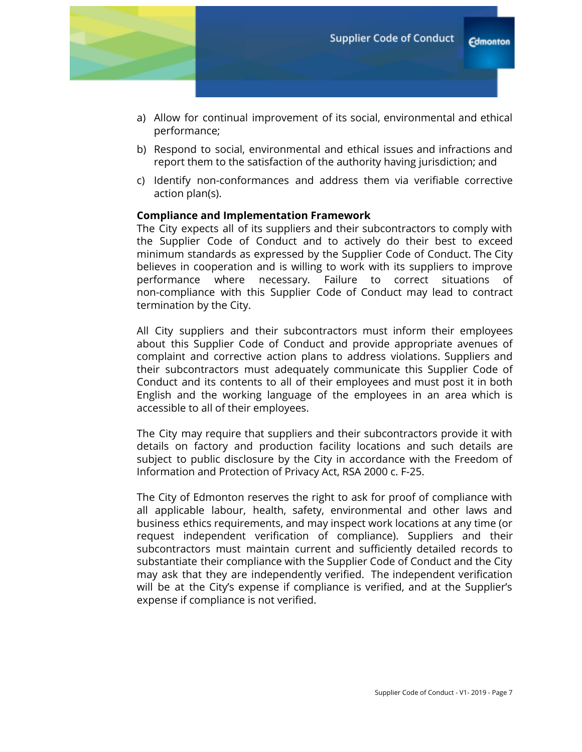a) Allow for continual improvement of its social, environmental and ethical performance;

b) Respond to social, environmental and ethical issues and infractions and report them to the satisfaction of the authority having jurisdiction; and

c) Identify non-conformances and address them via verifiable corrective action plan(s).

**Compliance and Implementation Framework**

The City expects all of its suppliers and their subcontractors to comply with the Supplier Code of Conduct and to actively do their best to exceed minimum standards as expressed by the Supplier Code of Conduct. The City believes in cooperation and is willing to work with its suppliers to improve performance where necessary. Failure to correct situations of non-compliance with this Supplier Code of Conduct may lead to contract termination by the City.

All City suppliers and their subcontractors must inform their employees about this Supplier Code of Conduct and provide appropriate avenues of complaint and corrective action plans to address violations. Suppliers and their subcontractors must adequately communicate this Supplier Code of Conduct and its contents to all of their employees and must post it in both English and the working language of the employees in an area which is accessible to all of their employees.

The City may require that suppliers and their subcontractors provide it with details on factory and production facility locations and such details are subject to public disclosure by the City in accordance with the Freedom of Information and Protection of Privacy Act, RSA 2000 c. F-25.

The City of Edmonton reserves the right to ask for proof of compliance with all applicable labour, health, safety, environmental and other laws and business ethics requirements, and may inspect work locations at any time (or request independent verification of compliance). Suppliers and their subcontractors must maintain current and sufficiently detailed records to substantiate their compliance with the Supplier Code of Conduct and the City may ask that they are independently verified. The independent verification will be at the City's expense if compliance is verified, and at the Supplier's expense if compliance is not verified.